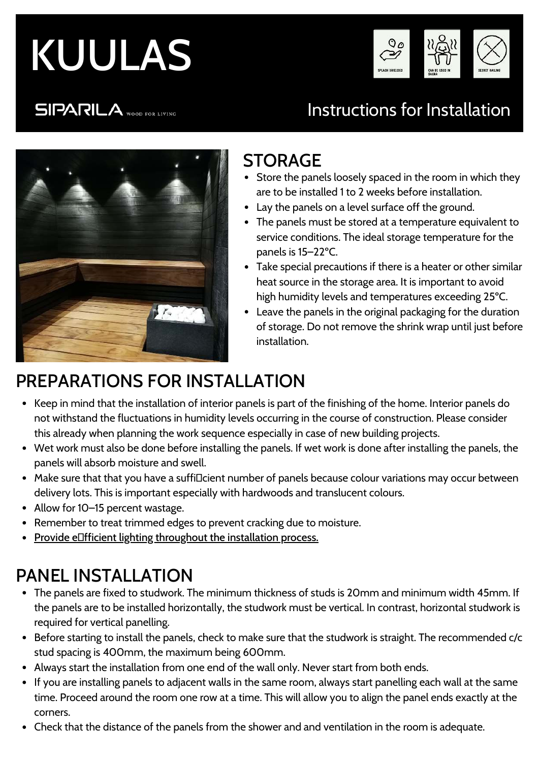# KUULAS

SIPARILA WOOD FOR LIVING

SPLASH SHIELDED

CAN BE USED IN SAUNA

SECRET NAILING

Instructions for Installation

## STORAGE

- Store the panels loosely spaced in the room in which they are to be installed 1 to 2 weeks before installation.
- Lay the panels on a level surface off the ground.
- The panels must be stored at a temperature equivalent to service conditions. The ideal storage temperature for the panels is 15–22°C.
- Take special precautions if there is a heater or other similar heat source in the storage area. It is important to avoid high humidity levels and temperatures exceeding 25°C.
- Leave the panels in the original packaging for the duration of storage. Do not remove the shrink wrap until just before installation.

## PREPARATIONS FOR INSTALLATION

- Keep in mind that the installation of interior panels is part of the finishing of the home. Interior panels do not withstand the fluctuations in humidity levels occurring in the course of construction. Please consider this already when planning the work sequence especially in case of new building projects.
- Wet work must also be done before installing the panels. If wet work is done after installing the panels, the panels will absorb moisture and swell.
- Make sure that that you have a sufficient number of panels because colour variations may occur between delivery lots. This is important especially with hardwoods and translucent colours.
- Allow for 10–15 percent wastage.
- Remember to treat trimmed edges to prevent cracking due to moisture.
- Provide efficient lighting throughout the installation process.

## PANEL INSTALLATION

- The panels are fixed to studwork. The minimum thickness of studs is 20mm and minimum width 45mm. If the panels are to be installed horizontally, the studwork must be vertical. In contrast, horizontal studwork is required for vertical panelling.
- Before starting to install the panels, check to make sure that the studwork is straight. The recommended c/c stud spacing is 400mm, the maximum being 600mm.
- Always start the installation from one end of the wall only. Never start from both ends.
- If you are installing panels to adjacent walls in the same room, always start panelling each wall at the same time. Proceed around the room one row at a time. This will allow you to align the panel ends exactly at the corners.
- Check that the distance of the panels from the shower and and ventilation in the room is adequate.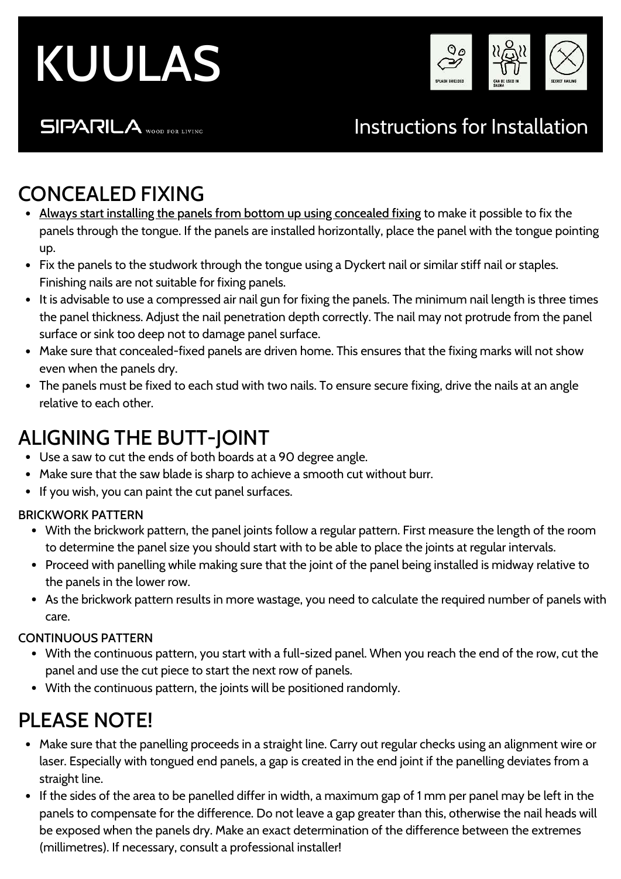# KUULAS

SIPARILA WOOD FOR LIVING

Instructions for Installation

SPLASH SHIELDED · CAN BE USED IN SAUNA · SECRET NAILING

## CONCEALED FIXING

- Always start installing the panels from bottom up using concealed fixing to make it possible to fix the panels through the tongue. If the panels are installed horizontally, place the panel with the tongue pointing up.
- Fix the panels to the studwork through the tongue using a Dyckert nail or similar stiff nail or staples. Finishing nails are not suitable for fixing panels.
- It is advisable to use a compressed air nail gun for fixing the panels. The minimum nail length is three times the panel thickness. Adjust the nail penetration depth correctly. The nail may not protrude from the panel surface or sink too deep not to damage panel surface.
- Make sure that concealed-fixed panels are driven home. This ensures that the fixing marks will not show even when the panels dry.
- The panels must be fixed to each stud with two nails. To ensure secure fixing, drive the nails at an angle relative to each other.

## ALIGNING THE BUTT-JOINT

- Use a saw to cut the ends of both boards at a 90 degree angle.
- Make sure that the saw blade is sharp to achieve a smooth cut without burr.
- If you wish, you can paint the cut panel surfaces.

### BRICKWORK PATTERN

- With the brickwork pattern, the panel joints follow a regular pattern. First measure the length of the room to determine the panel size you should start with to be able to place the joints at regular intervals.
- Proceed with panelling while making sure that the joint of the panel being installed is midway relative to the panels in the lower row.
- As the brickwork pattern results in more wastage, you need to calculate the required number of panels with care.

### CONTINUOUS PATTERN

- With the continuous pattern, you start with a full-sized panel. When you reach the end of the row, cut the panel and use the cut piece to start the next row of panels.
- With the continuous pattern, the joints will be positioned randomly.

## PLEASE NOTE!

- Make sure that the panelling proceeds in a straight line. Carry out regular checks using an alignment wire or laser. Especially with tongued end panels, a gap is created in the end joint if the panelling deviates from a straight line.
- If the sides of the area to be panelled differ in width, a maximum gap of 1 mm per panel may be left in the panels to compensate for the difference. Do not leave a gap greater than this, otherwise the nail heads will be exposed when the panels dry. Make an exact determination of the difference between the extremes (millimetres). If necessary, consult a professional installer!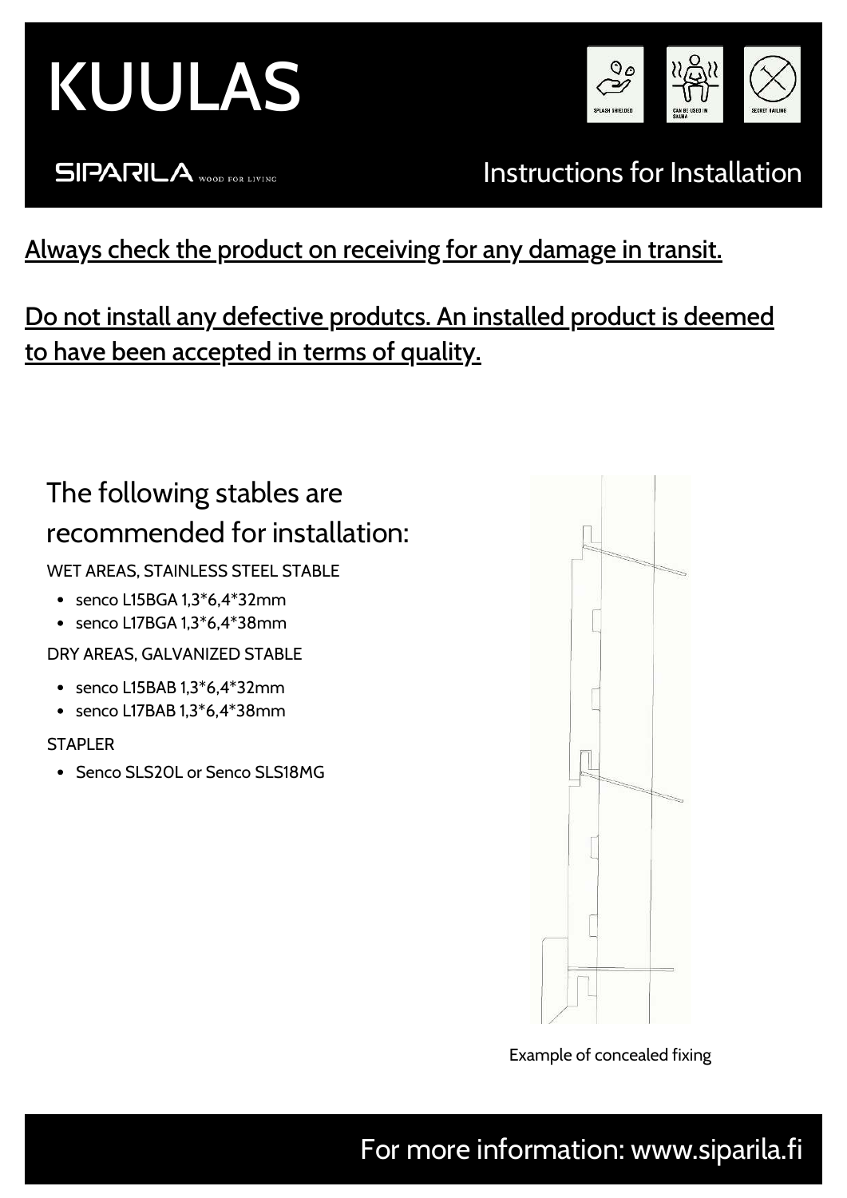# KUULAS

SIPARILA WOOD FOR LIVING

SPLASH SHIELDED

CAN BE USED IN SAUNA

SECRET NAILING

## Instructions for Installation

Always check the product on receiving for any damage in transit.

Do not install any defective produtcs. An installed product is deemed to have been accepted in terms of quality.

## The following stables are recommended for installation:

WET AREAS, STAINLESS STEEL STABLE

- senco L15BGA 1,3*6,4*32mm
- senco L17BGA 1,3*6,4*38mm

DRY AREAS, GALVANIZED STABLE

- senco L15BAB 1,3*6,4*32mm
- senco L17BAB 1,3*6,4*38mm

STAPLER

- Senco SLS20L or Senco SLS18MG

Example of concealed fixing

For more information: www.siparila.fi